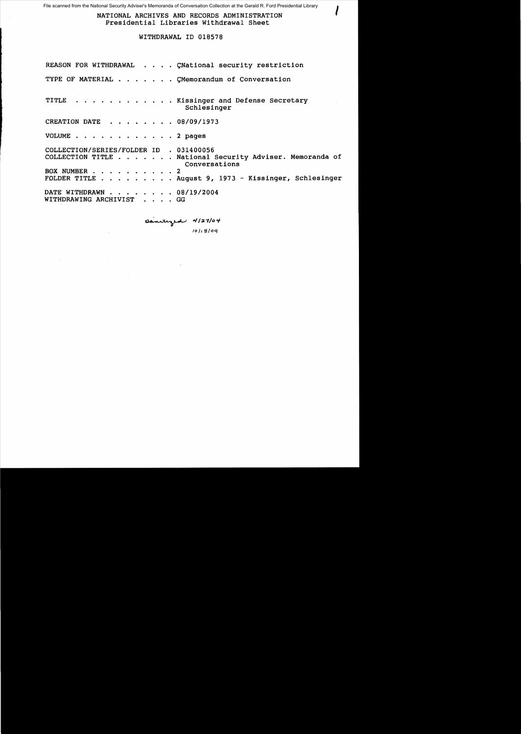File scanned from the National Security Adviser's Memoranda of Conversation Collection at the Gerald R. Ford Presidential Library

NATIONAL ARCHIVES AND RECORDS ADMINISTRATION
Presidential Libraries Withdrawal Sheet

WITHDRAWAL ID 018578

REASON FOR WITHDRAWAL . . . . ÇNational security restriction

TYPE OF MATERIAL . . . . . . ÇMemorandum of Conversation

TITLE . . . . . . . . . . . Kissinger and Defense Secretary Schlesinger

CREATION DATE . . . . . . . 08/09/1973

VOLUME . . . . . . . . . . . 2 pages

COLLECTION/SERIES/FOLDER ID . 031400056
COLLECTION TITLE . . . . . . National Security Adviser. Memoranda of Conversations
BOX NUMBER . . . . . . . . . 2
FOLDER TITLE . . . . . . . . August 9, 1973 - Kissinger, Schlesinger

DATE WITHDRAWN . . . . . . . 08/19/2004
WITHDRAWING ARCHIVIST . . . . GG

Sanitized 4/27/04
10/13/09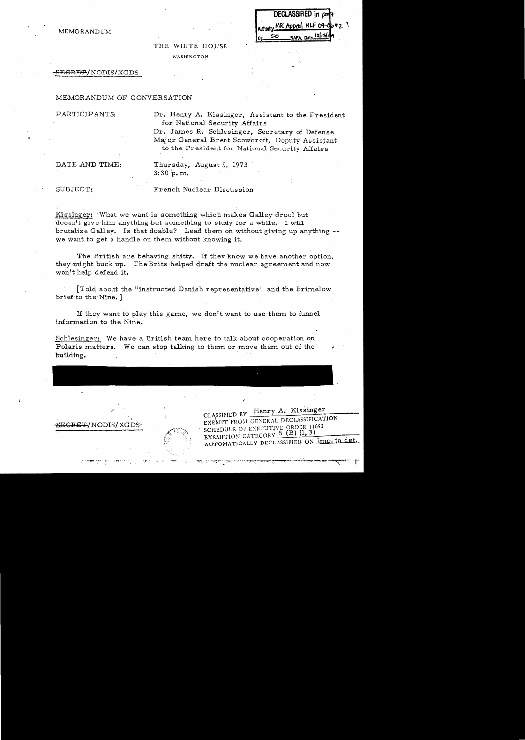MEMORANDUM

DECLASSIFIED in part
Authority MR Appeal NLF 04-06 #2
By SO NARA, Date 10/13/04

THE WHITE HOUSE

WASHINGTON

~~SECRET~~/NODIS/XGDS

MEMORANDUM OF CONVERSATION

PARTICIPANTS: Dr. Henry A. Kissinger, Assistant to the President for National Security Affairs
Dr. James R. Schlesinger, Secretary of Defense
Major General Brent Scowcroft, Deputy Assistant to the President for National Security Affairs

DATE AND TIME: Thursday, August 9, 1973
3:30 p.m.

SUBJECT: French Nuclear Discussion

Kissinger: What we want is something which makes Galley drool but doesn't give him anything but something to study for a while. I will brutalize Galley. Is that doable? Lead them on without giving up anything -- we want to get a handle on them without knowing it.

The British are behaving shitty. If they know we have another option, they might buck up. The Brits helped draft the nuclear agreement and now won't help defend it.

[Told about the "instructed Danish representative" and the Brimelow brief to the Nine.]

If they want to play this game, we don't want to use them to funnel information to the Nine.

Schlesinger: We have a British team here to talk about cooperation on Polaris matters. We can stop talking to them or move them out of the building.

~~SECRET~~/NODIS/XGDS

CLASSIFIED BY Henry A. Kissinger
EXEMPT FROM GENERAL DECLASSIFICATION SCHEDULE OF EXECUTIVE ORDER 11652
EXEMPTION CATEGORY 5 (B) (1, 3)
AUTOMATICALLY DECLASSIFIED ON Imp. to det.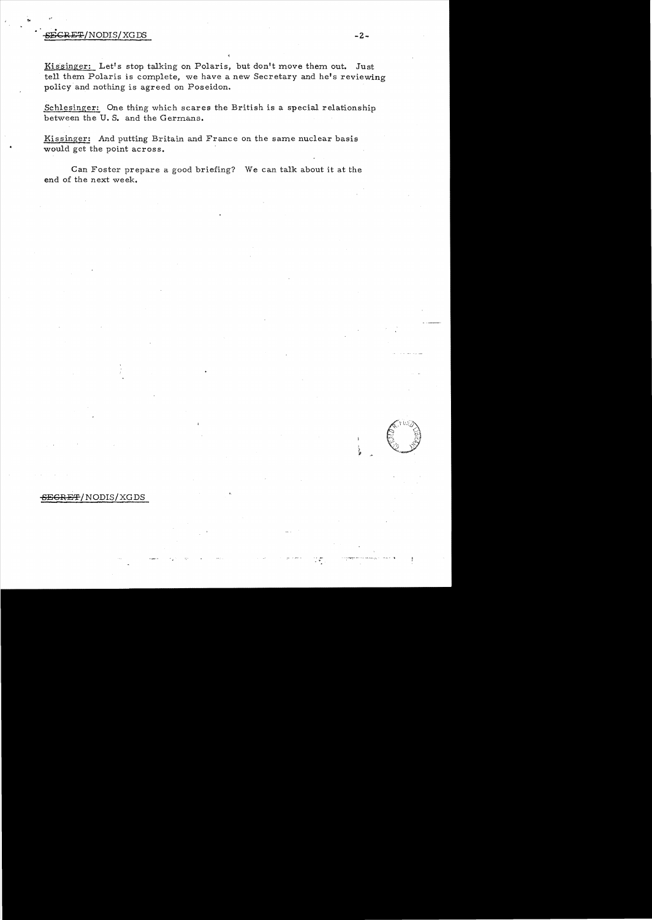SECRET/NODIS/XGDS

Kissinger: Let's stop talking on Polaris, but don't move them out. Just tell them Polaris is complete, we have a new Secretary and he's reviewing policy and nothing is agreed on Poseidon.

Schlesinger: One thing which scares the British is a special relationship between the U. S. and the Germans.

Kissinger: And putting Britain and France on the same nuclear basis would get the point across.

Can Foster prepare a good briefing? We can talk about it at the end of the next week.

SECRET/NODIS/XGDS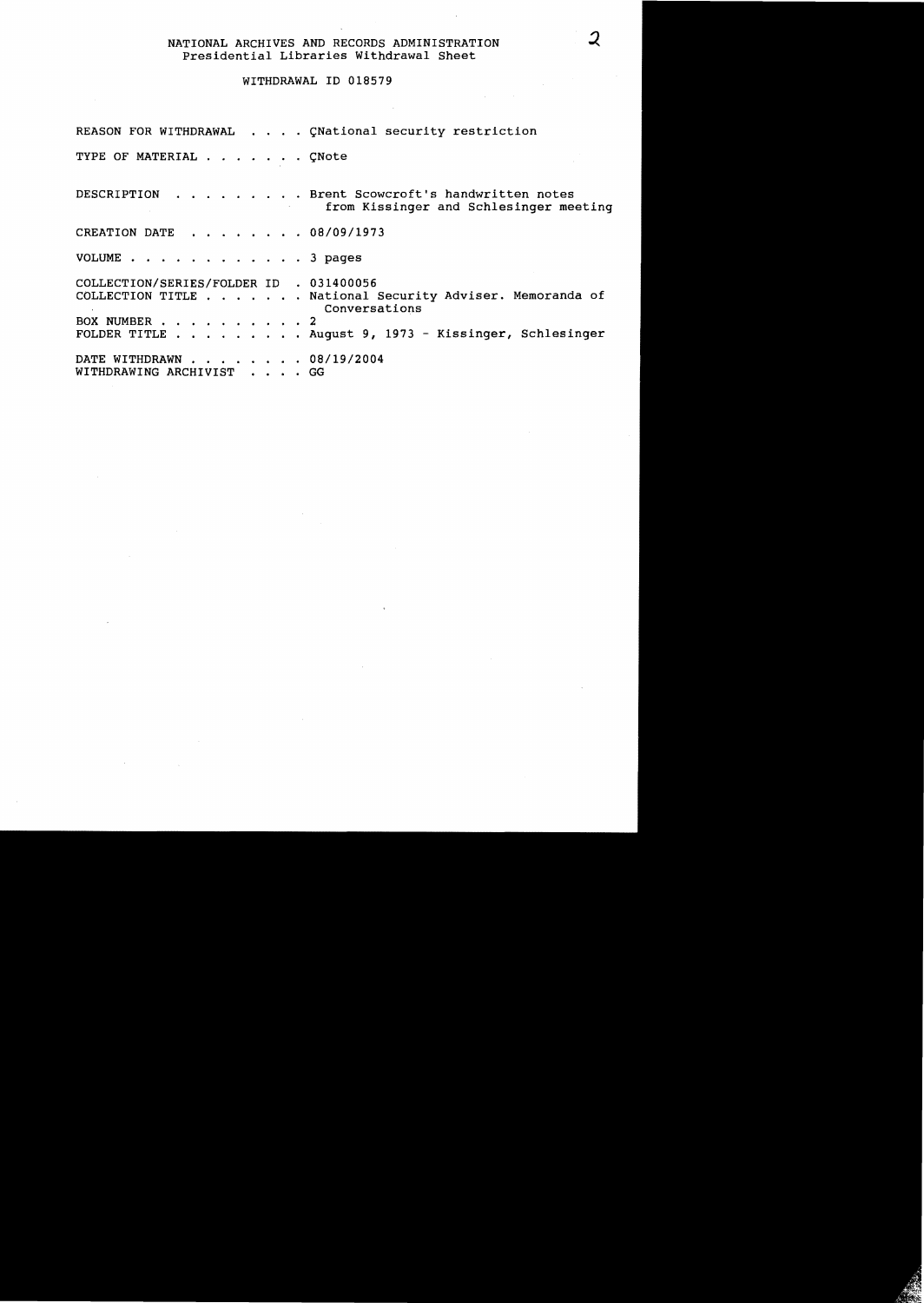NATIONAL ARCHIVES AND RECORDS ADMINISTRATION
Presidential Libraries Withdrawal Sheet

WITHDRAWAL ID 018579

REASON FOR WITHDRAWAL . . . . ÇNational security restriction

TYPE OF MATERIAL . . . . . . . ÇNote

DESCRIPTION . . . . . . . . . Brent Scowcroft's handwritten notes from Kissinger and Schlesinger meeting

CREATION DATE . . . . . . . . 08/09/1973

VOLUME . . . . . . . . . . . . 3 pages

COLLECTION/SERIES/FOLDER ID . 031400056
COLLECTION TITLE . . . . . . . National Security Adviser. Memoranda of Conversations
BOX NUMBER . . . . . . . . . . 2
FOLDER TITLE . . . . . . . . . August 9, 1973 - Kissinger, Schlesinger

DATE WITHDRAWN . . . . . . . . 08/19/2004
WITHDRAWING ARCHIVIST . . . . GG